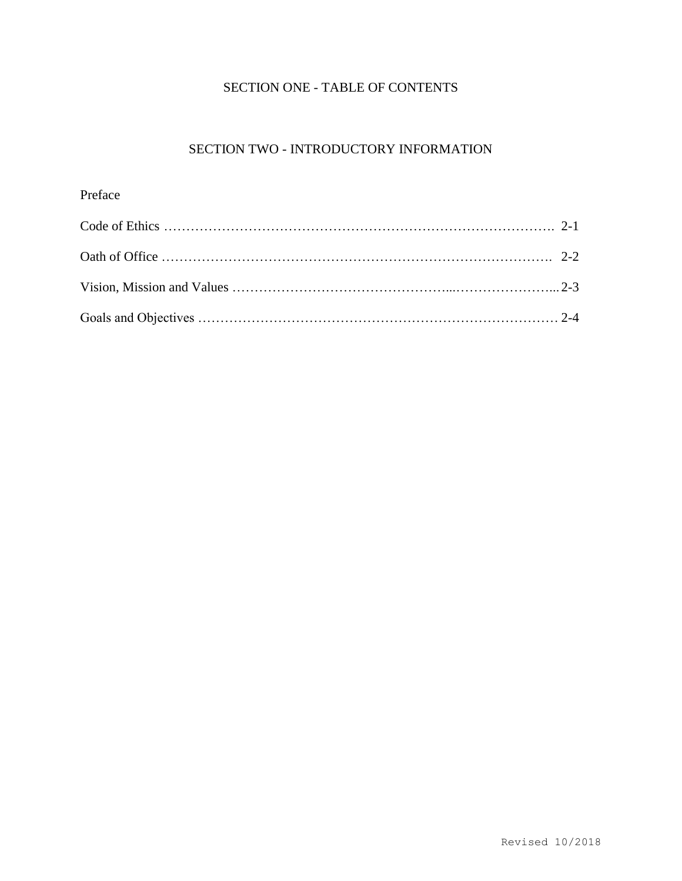# SECTION ONE - TABLE OF CONTENTS

## SECTION TWO - INTRODUCTORY INFORMATION

Preface

Code of Ethics ………………………………………………………………………………. 2-1

Oath of Office ……………………………………………………………………………. 2-2

Vision, Mission and Values ………………………………………...…………………... 2-3

Goals and Objectives ………………………………………………………………… 2-4

Revised 10/2018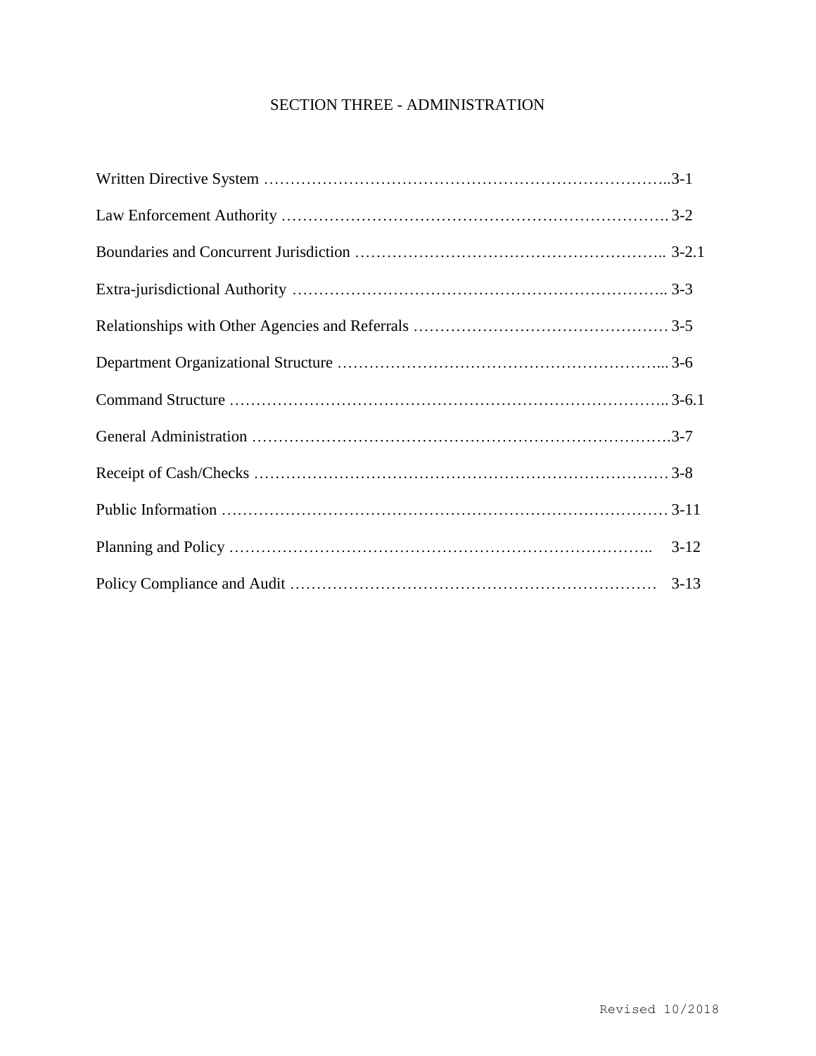# SECTION THREE - ADMINISTRATION

Written Directive System ……………………………………………………………………..3-1

Law Enforcement Authority ………………………………………………………………. 3-2

Boundaries and Concurrent Jurisdiction ………………………………………………….. 3-2.1

Extra-jurisdictional Authority …………………………………………………………….. 3-3

Relationships with Other Agencies and Referrals ………………………………………… 3-5

Department Organizational Structure ……………………………………………………... 3-6

Command Structure ……………………………………………………………………….. 3-6.1

General Administration …………………………………………………………………….3-7

Receipt of Cash/Checks …………………………………………………………………… 3-8

Public Information ………………………………………………………………………… 3-11

Planning and Policy ……………………………………………………………………….. 3-12

Policy Compliance and Audit …………………………………………………………… 3-13

Revised 10/2018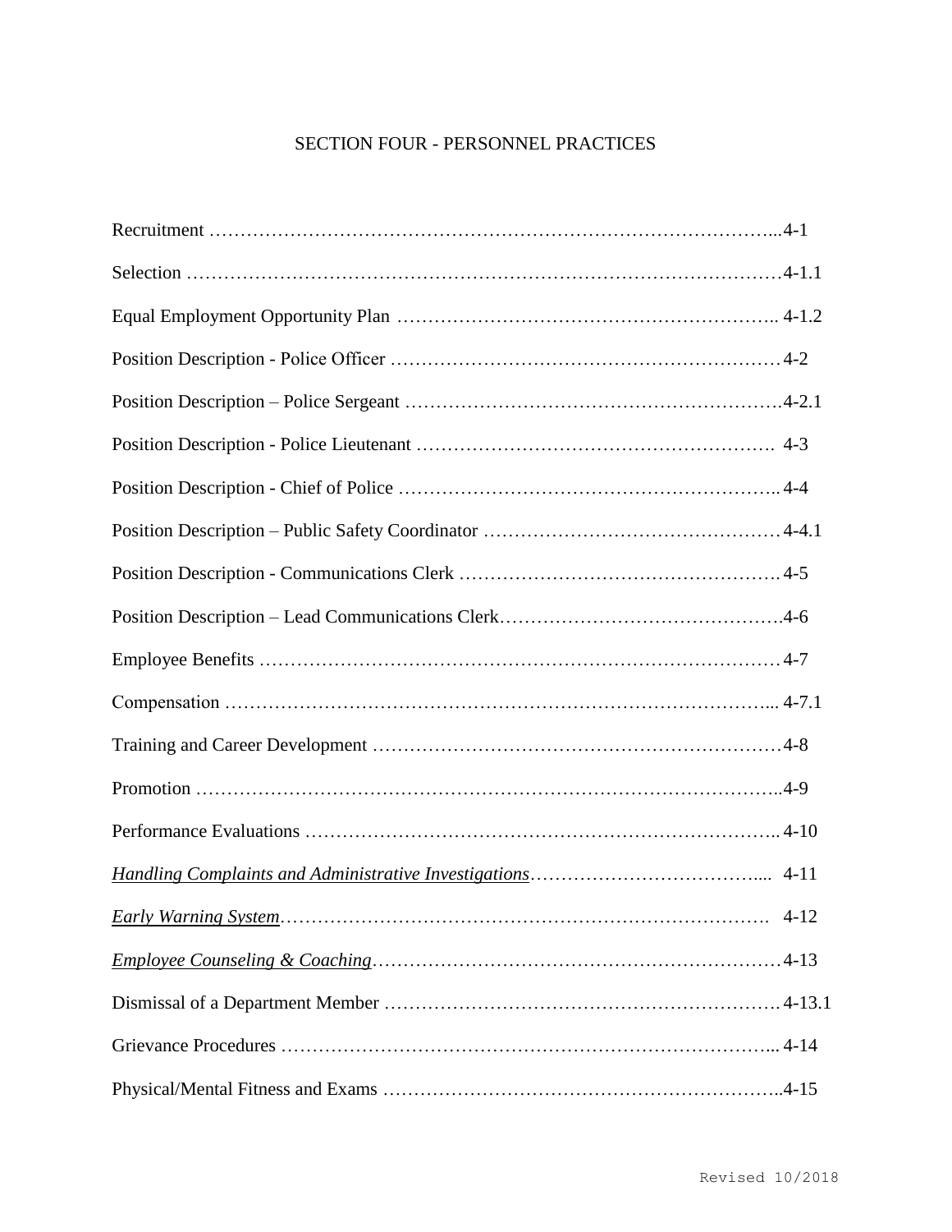# SECTION FOUR - PERSONNEL PRACTICES

| Topic | Section |
|---|---|
| Recruitment | 4-1 |
| Selection | 4-1.1 |
| Equal Employment Opportunity Plan | 4-1.2 |
| Position Description - Police Officer | 4-2 |
| Position Description – Police Sergeant | 4-2.1 |
| Position Description - Police Lieutenant | 4-3 |
| Position Description - Chief of Police | 4-4 |
| Position Description – Public Safety Coordinator | 4-4.1 |
| Position Description - Communications Clerk | 4-5 |
| Position Description – Lead Communications Clerk | 4-6 |
| Employee Benefits | 4-7 |
| Compensation | 4-7.1 |
| Training and Career Development | 4-8 |
| Promotion | 4-9 |
| Performance Evaluations | 4-10 |
| *Handling Complaints and Administrative Investigations* | 4-11 |
| *Early Warning System* | 4-12 |
| *Employee Counseling & Coaching* | 4-13 |
| Dismissal of a Department Member | 4-13.1 |
| Grievance Procedures | 4-14 |
| Physical/Mental Fitness and Exams | 4-15 |

Revised 10/2018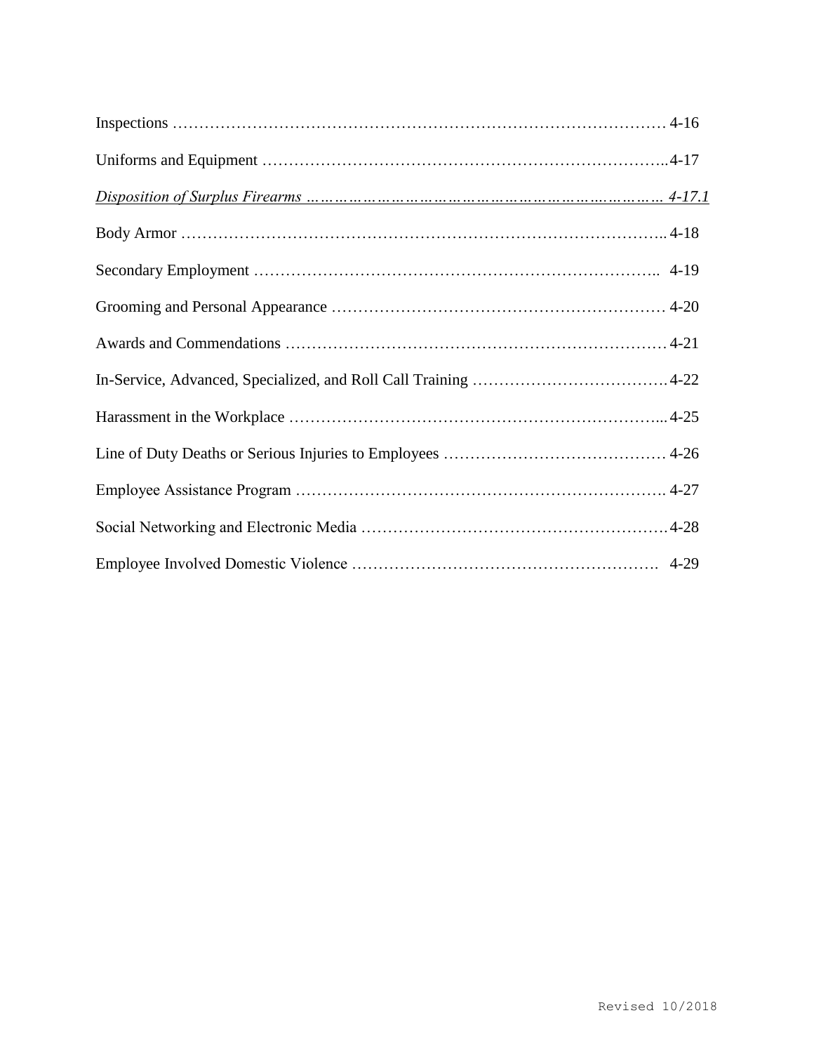Inspections ……………………………………………………………………………… 4-16

Uniforms and Equipment ………………………………………………………………..4-17

*<u>Disposition of Surplus Firearms ……………………………………………………………… 4-17.1</u>*

Body Armor ……………………………………………………………………………….. 4-18

Secondary Employment …………………………………………………………………..  4-19

Grooming and Personal Appearance ……………………………………………………… 4-20

Awards and Commendations ……………………………………………………………… 4-21

In-Service, Advanced, Specialized, and Roll Call Training ………………………………. 4-22

Harassment in the Workplace ……………………………………………………………... 4-25

Line of Duty Deaths or Serious Injuries to Employees …………………………………… 4-26

Employee Assistance Program ……………………………………………………………. 4-27

Social Networking and Electronic Media …………………………………………………. 4-28

Employee Involved Domestic Violence ………………………………………………….   4-29

Revised 10/2018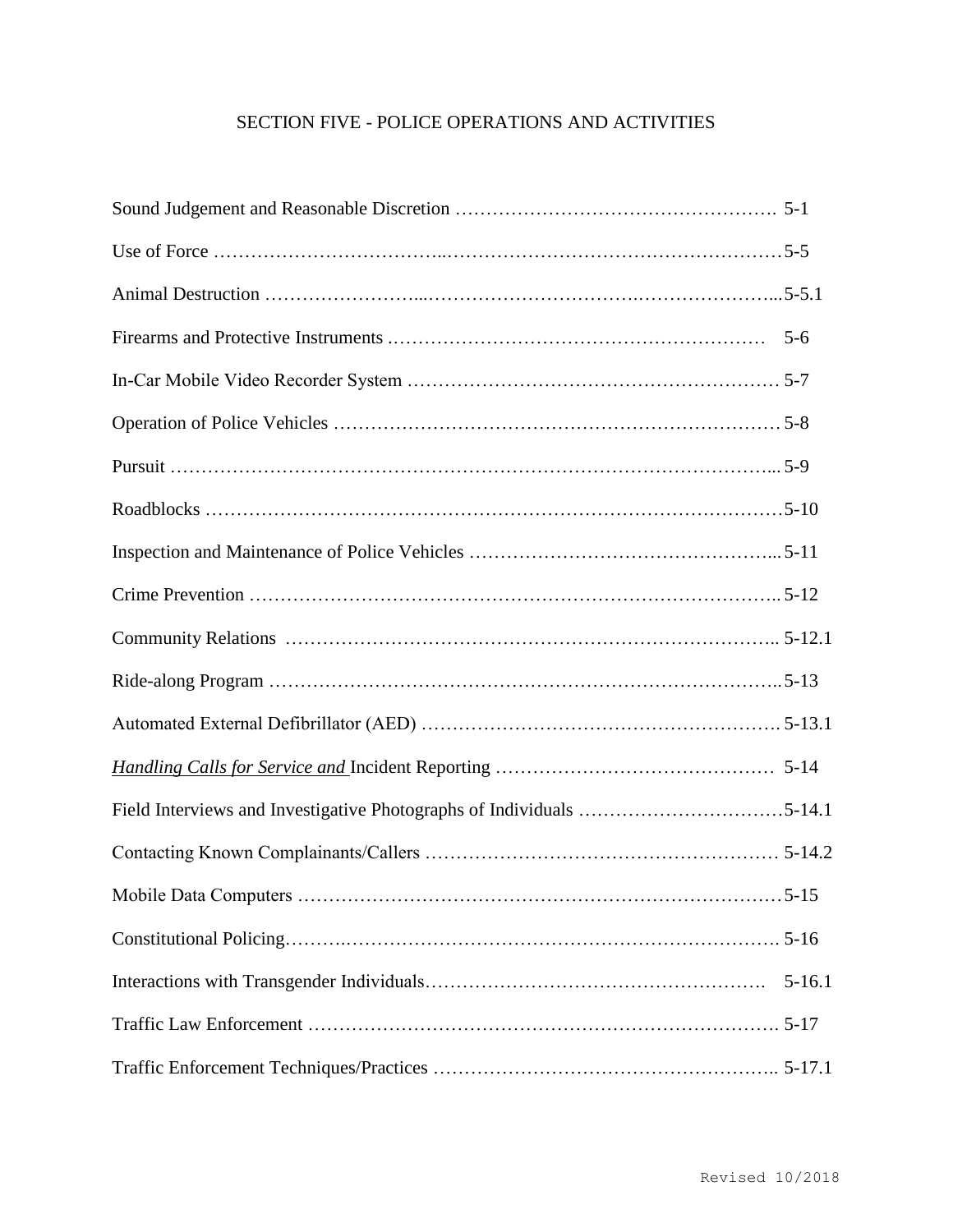# SECTION FIVE - POLICE OPERATIONS AND ACTIVITIES

| | |
|---|---|
| Sound Judgement and Reasonable Discretion | 5-1 |
| Use of Force | 5-5 |
| Animal Destruction | 5-5.1 |
| Firearms and Protective Instruments | 5-6 |
| In-Car Mobile Video Recorder System | 5-7 |
| Operation of Police Vehicles | 5-8 |
| Pursuit | 5-9 |
| Roadblocks | 5-10 |
| Inspection and Maintenance of Police Vehicles | 5-11 |
| Crime Prevention | 5-12 |
| Community Relations | 5-12.1 |
| Ride-along Program | 5-13 |
| Automated External Defibrillator (AED) | 5-13.1 |
| <u>*Handling Calls for Service and*</u> Incident Reporting | 5-14 |
| Field Interviews and Investigative Photographs of Individuals | 5-14.1 |
| Contacting Known Complainants/Callers | 5-14.2 |
| Mobile Data Computers | 5-15 |
| Constitutional Policing | 5-16 |
| Interactions with Transgender Individuals | 5-16.1 |
| Traffic Law Enforcement | 5-17 |
| Traffic Enforcement Techniques/Practices | 5-17.1 |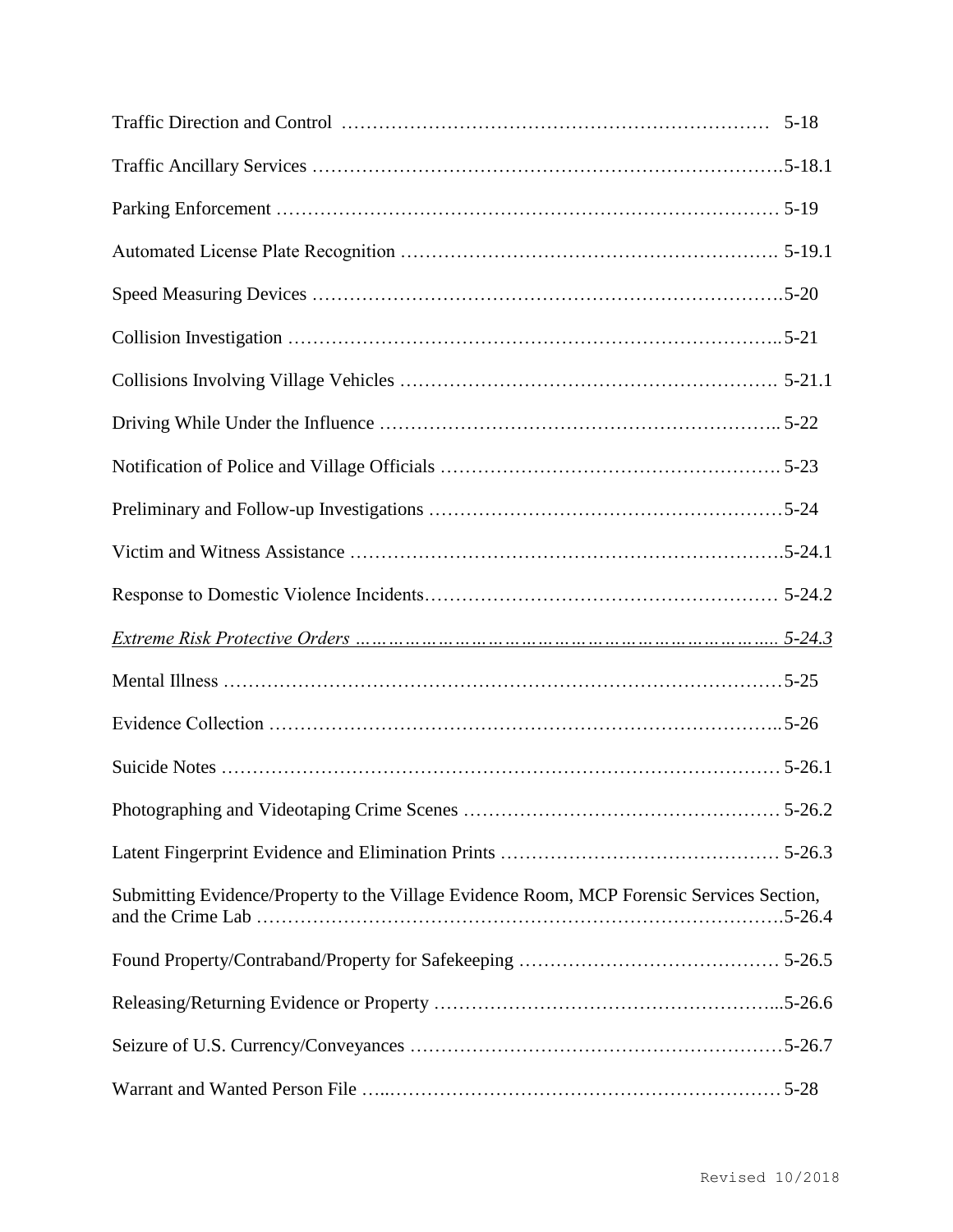Traffic Direction and Control ………………………………………………………… 5-18

Traffic Ancillary Services ……………………………………………………………….5-18.1

Parking Enforcement ………………………………………………………………… 5-19

Automated License Plate Recognition ……………………………………………………. 5-19.1

Speed Measuring Devices ……………………………………………………………….5-20

Collision Investigation …………………………………………………………………..5-21

Collisions Involving Village Vehicles ……………………………………………………. 5-21.1

Driving While Under the Influence ……………………………………………………….. 5-22

Notification of Police and Village Officials ………………………………………………. 5-23

Preliminary and Follow-up Investigations …………………………………………………5-24

Victim and Witness Assistance ………………………………………………………….5-24.1

Response to Domestic Violence Incidents………………………………………………… 5-24.2

<u>*Extreme Risk Protective Orders ………………………………………………………….. 5-24.3*</u>

Mental Illness ……………………………………………………………………………5-25

Evidence Collection ……………………………………………………………………..5-26

Suicide Notes ………………………………………………………………………… 5-26.1

Photographing and Videotaping Crime Scenes …………………………………………… 5-26.2

Latent Fingerprint Evidence and Elimination Prints ……………………………………… 5-26.3

Submitting Evidence/Property to the Village Evidence Room, MCP Forensic Services Section, and the Crime Lab ………………………………………………………………………….5-26.4

Found Property/Contraband/Property for Safekeeping …………………………………… 5-26.5

Releasing/Returning Evidence or Property ……………………………………………...5-26.6

Seizure of U.S. Currency/Conveyances ……………………………………………………5-26.7

Warrant and Wanted Person File …..……………………………………………………… 5-28

Revised 10/2018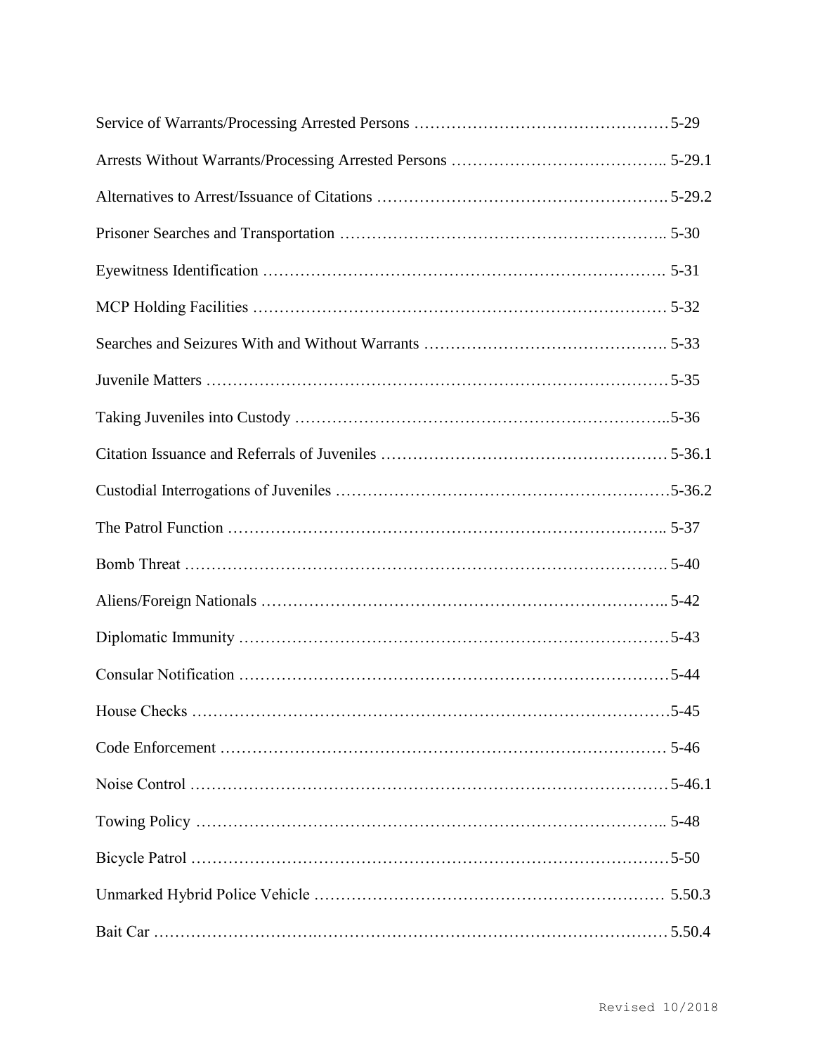Service of Warrants/Processing Arrested Persons ………………………………………… 5-29

Arrests Without Warrants/Processing Arrested Persons ………………………………….. 5-29.1

Alternatives to Arrest/Issuance of Citations ……………………………………………… 5-29.2

Prisoner Searches and Transportation …………………………………………………….. 5-30

Eyewitness Identification …………………………………………………………………. 5-31

MCP Holding Facilities …………………………………………………………………… 5-32

Searches and Seizures With and Without Warrants ………………………………………. 5-33

Juvenile Matters ………………………………………………………………………… 5-35

Taking Juveniles into Custody ………………………………………………………….. 5-36

Citation Issuance and Referrals of Juveniles ……………………………………………… 5-36.1

Custodial Interrogations of Juveniles …………………………………………………… 5-36.2

The Patrol Function ……………………………………………………………………….. 5-37

Bomb Threat ……………………………………………………………………………. 5-40

Aliens/Foreign Nationals ……………………………………………………………….. 5-42

Diplomatic Immunity …………………………………………………………………… 5-43

Consular Notification …………………………………………………………………… 5-44

House Checks …………………………………………………………………………… 5-45

Code Enforcement ………………………………………………………………………. 5-46

Noise Control …………………………………………………………………………… 5-46.1

Towing Policy ……………………………………………………………………………. 5-48

Bicycle Patrol …………………………………………………………………………… 5-50

Unmarked Hybrid Police Vehicle ……………………………………………………… 5.50.3

Bait Car ………………………………………………………………………………… 5.50.4

Revised 10/2018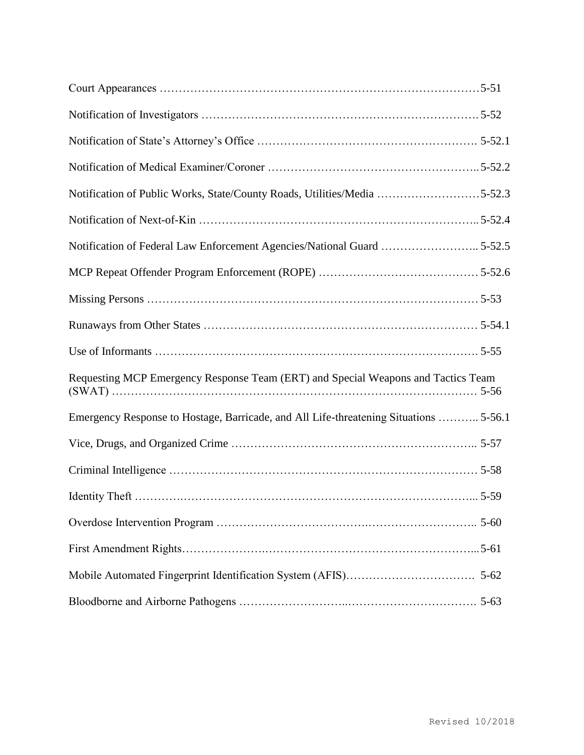Court Appearances ……………………………………………………………………………5-51

Notification of Investigators ……………………………………………………………… 5-52

Notification of State's Attorney's Office …………………………………………………. 5-52.1

Notification of Medical Examiner/Coroner ……………………………………………….. 5-52.2

Notification of Public Works, State/County Roads, Utilities/Media ………………………5-52.3

Notification of Next-of-Kin ……………………………………………………………….. 5-52.4

Notification of Federal Law Enforcement Agencies/National Guard …………………….. 5-52.5

MCP Repeat Offender Program Enforcement (ROPE) …………………………………… 5-52.6

Missing Persons …………………………………………………………………………… 5-53

Runaways from Other States ……………………………………………………………… 5-54.1

Use of Informants ………………………………………………………………………… 5-55

Requesting MCP Emergency Response Team (ERT) and Special Weapons and Tactics Team (SWAT) ……………………………………………………………………………………… 5-56

Emergency Response to Hostage, Barricade, and All Life-threatening Situations ……….. 5-56.1

Vice, Drugs, and Organized Crime ……………………………………………………….. 5-57

Criminal Intelligence ……………………………………………………………………… 5-58

Identity Theft ……………………………………………………………………………... 5-59

Overdose Intervention Program ………………………………………………………….. 5-60

First Amendment Rights…………………………………………………………………...5-61

Mobile Automated Fingerprint Identification System (AFIS)……………………………. 5-62

Bloodborne and Airborne Pathogens ……………………………………………………. 5-63

Revised 10/2018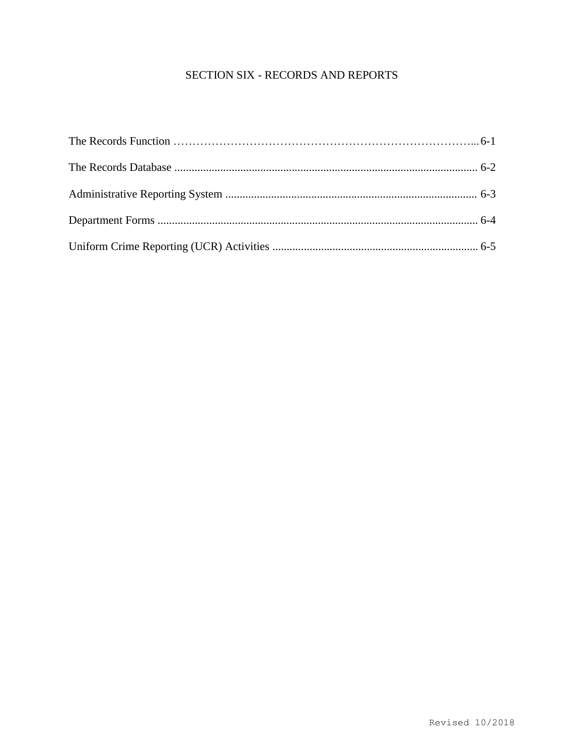# SECTION SIX - RECORDS AND REPORTS

The Records Function ………………………………………………………………………...6-1

The Records Database ......................................................................................................... 6-2

Administrative Reporting System ....................................................................................... 6-3

Department Forms .............................................................................................................. 6-4

Uniform Crime Reporting (UCR) Activities ....................................................................... 6-5

Revised 10/2018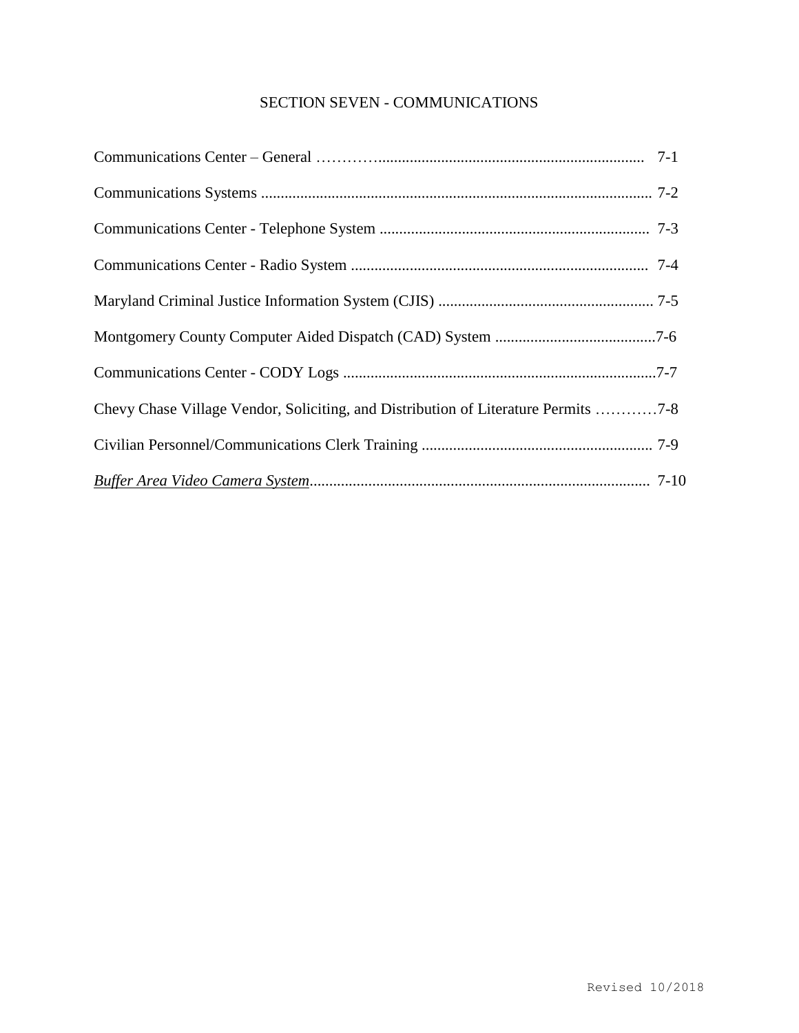# SECTION SEVEN - COMMUNICATIONS

Communications Center – General …………................................................................... 7-1

Communications Systems ................................................................................................... 7-2

Communications Center - Telephone System .................................................................... 7-3

Communications Center - Radio System ........................................................................... 7-4

Maryland Criminal Justice Information System (CJIS) ...................................................... 7-5

Montgomery County Computer Aided Dispatch (CAD) System .........................................7-6

Communications Center - CODY Logs ................................................................................7-7

Chevy Chase Village Vendor, Soliciting, and Distribution of Literature Permits …………7-8

Civilian Personnel/Communications Clerk Training .......................................................... 7-9

*Buffer Area Video Camera System*...................................................................................... 7-10

Revised 10/2018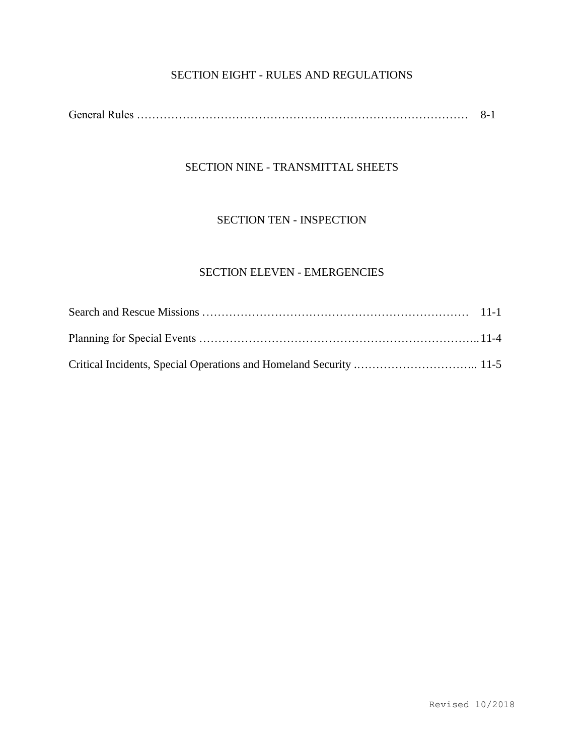## SECTION EIGHT - RULES AND REGULATIONS

General Rules …………………………………………………………………………… 8-1

## SECTION NINE - TRANSMITTAL SHEETS

## SECTION TEN - INSPECTION

## SECTION ELEVEN - EMERGENCIES

Search and Rescue Missions ……………………………………………………………… 11-1

Planning for Special Events ………………………………………………………………..11-4

Critical Incidents, Special Operations and Homeland Security ………………………….. 11-5

Revised 10/2018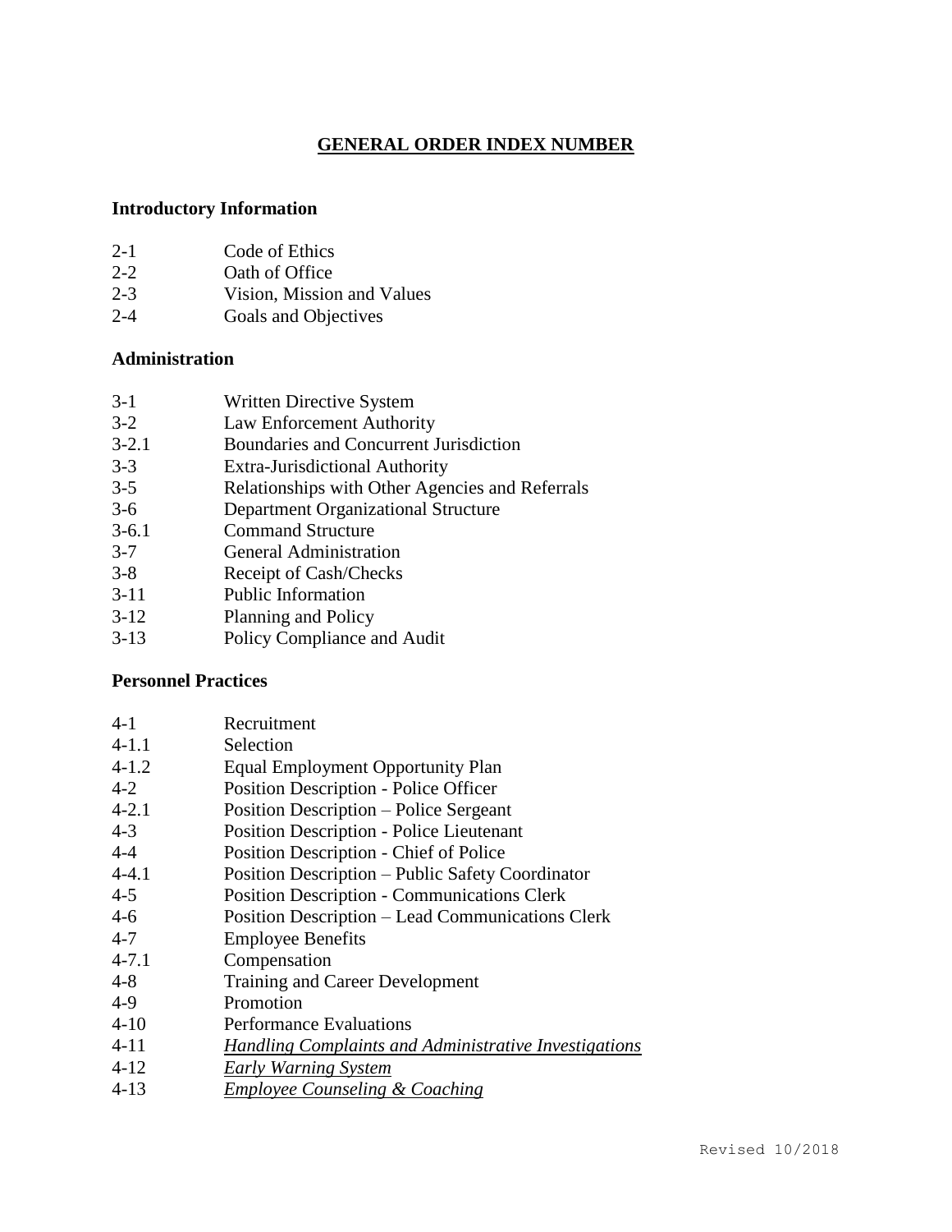# GENERAL ORDER INDEX NUMBER

**Introductory Information**

| | |
|---|---|
| 2-1 | Code of Ethics |
| 2-2 | Oath of Office |
| 2-3 | Vision, Mission and Values |
| 2-4 | Goals and Objectives |

**Administration**

| | |
|---|---|
| 3-1 | Written Directive System |
| 3-2 | Law Enforcement Authority |
| 3-2.1 | Boundaries and Concurrent Jurisdiction |
| 3-3 | Extra-Jurisdictional Authority |
| 3-5 | Relationships with Other Agencies and Referrals |
| 3-6 | Department Organizational Structure |
| 3-6.1 | Command Structure |
| 3-7 | General Administration |
| 3-8 | Receipt of Cash/Checks |
| 3-11 | Public Information |
| 3-12 | Planning and Policy |
| 3-13 | Policy Compliance and Audit |

**Personnel Practices**

| | |
|---|---|
| 4-1 | Recruitment |
| 4-1.1 | Selection |
| 4-1.2 | Equal Employment Opportunity Plan |
| 4-2 | Position Description - Police Officer |
| 4-2.1 | Position Description – Police Sergeant |
| 4-3 | Position Description - Police Lieutenant |
| 4-4 | Position Description - Chief of Police |
| 4-4.1 | Position Description – Public Safety Coordinator |
| 4-5 | Position Description - Communications Clerk |
| 4-6 | Position Description – Lead Communications Clerk |
| 4-7 | Employee Benefits |
| 4-7.1 | Compensation |
| 4-8 | Training and Career Development |
| 4-9 | Promotion |
| 4-10 | Performance Evaluations |
| 4-11 | *Handling Complaints and Administrative Investigations* |
| 4-12 | *Early Warning System* |
| 4-13 | *Employee Counseling & Coaching* |

Revised 10/2018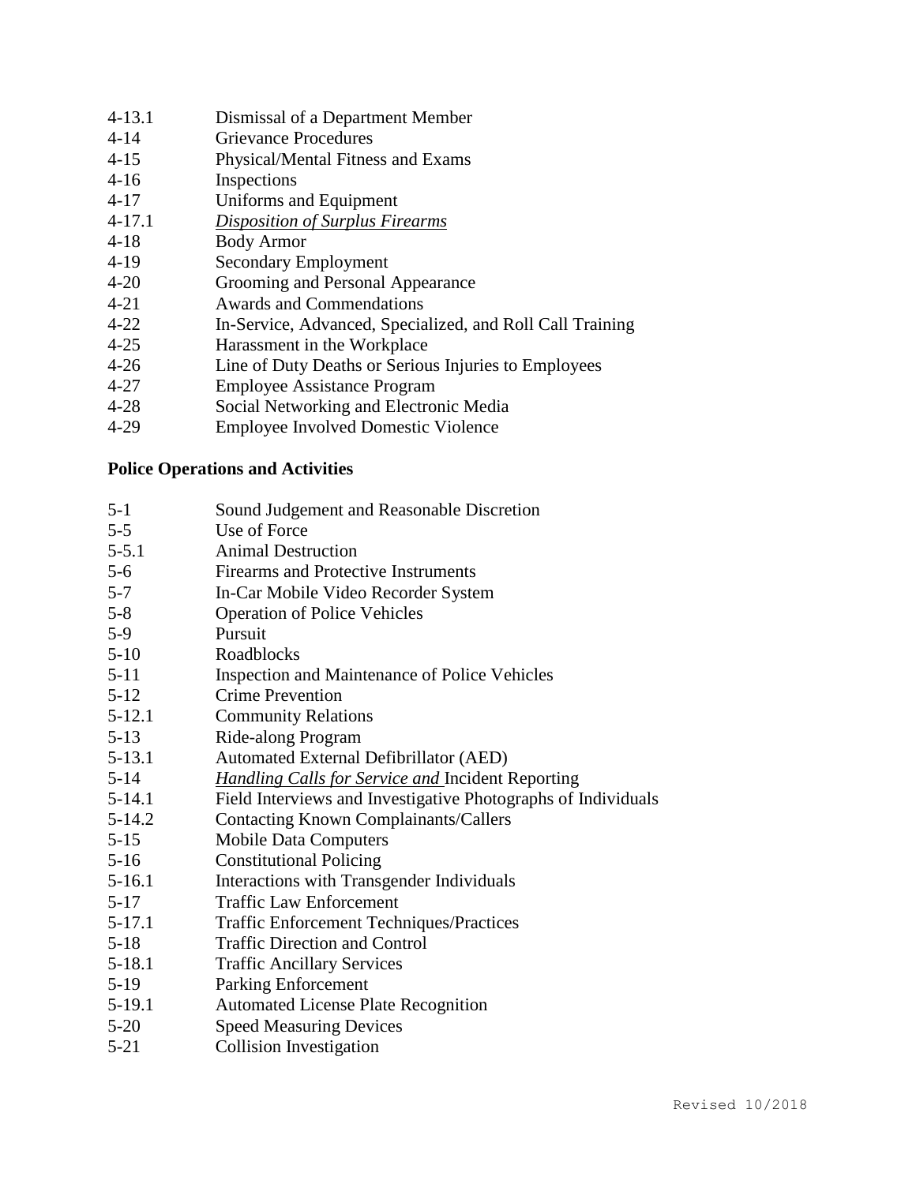4-13.1 Dismissal of a Department Member
4-14 Grievance Procedures
4-15 Physical/Mental Fitness and Exams
4-16 Inspections
4-17 Uniforms and Equipment
4-17.1 *Disposition of Surplus Firearms*
4-18 Body Armor
4-19 Secondary Employment
4-20 Grooming and Personal Appearance
4-21 Awards and Commendations
4-22 In-Service, Advanced, Specialized, and Roll Call Training
4-25 Harassment in the Workplace
4-26 Line of Duty Deaths or Serious Injuries to Employees
4-27 Employee Assistance Program
4-28 Social Networking and Electronic Media
4-29 Employee Involved Domestic Violence

**Police Operations and Activities**

5-1 Sound Judgement and Reasonable Discretion
5-5 Use of Force
5-5.1 Animal Destruction
5-6 Firearms and Protective Instruments
5-7 In-Car Mobile Video Recorder System
5-8 Operation of Police Vehicles
5-9 Pursuit
5-10 Roadblocks
5-11 Inspection and Maintenance of Police Vehicles
5-12 Crime Prevention
5-12.1 Community Relations
5-13 Ride-along Program
5-13.1 Automated External Defibrillator (AED)
5-14 *Handling Calls for Service and* Incident Reporting
5-14.1 Field Interviews and Investigative Photographs of Individuals
5-14.2 Contacting Known Complainants/Callers
5-15 Mobile Data Computers
5-16 Constitutional Policing
5-16.1 Interactions with Transgender Individuals
5-17 Traffic Law Enforcement
5-17.1 Traffic Enforcement Techniques/Practices
5-18 Traffic Direction and Control
5-18.1 Traffic Ancillary Services
5-19 Parking Enforcement
5-19.1 Automated License Plate Recognition
5-20 Speed Measuring Devices
5-21 Collision Investigation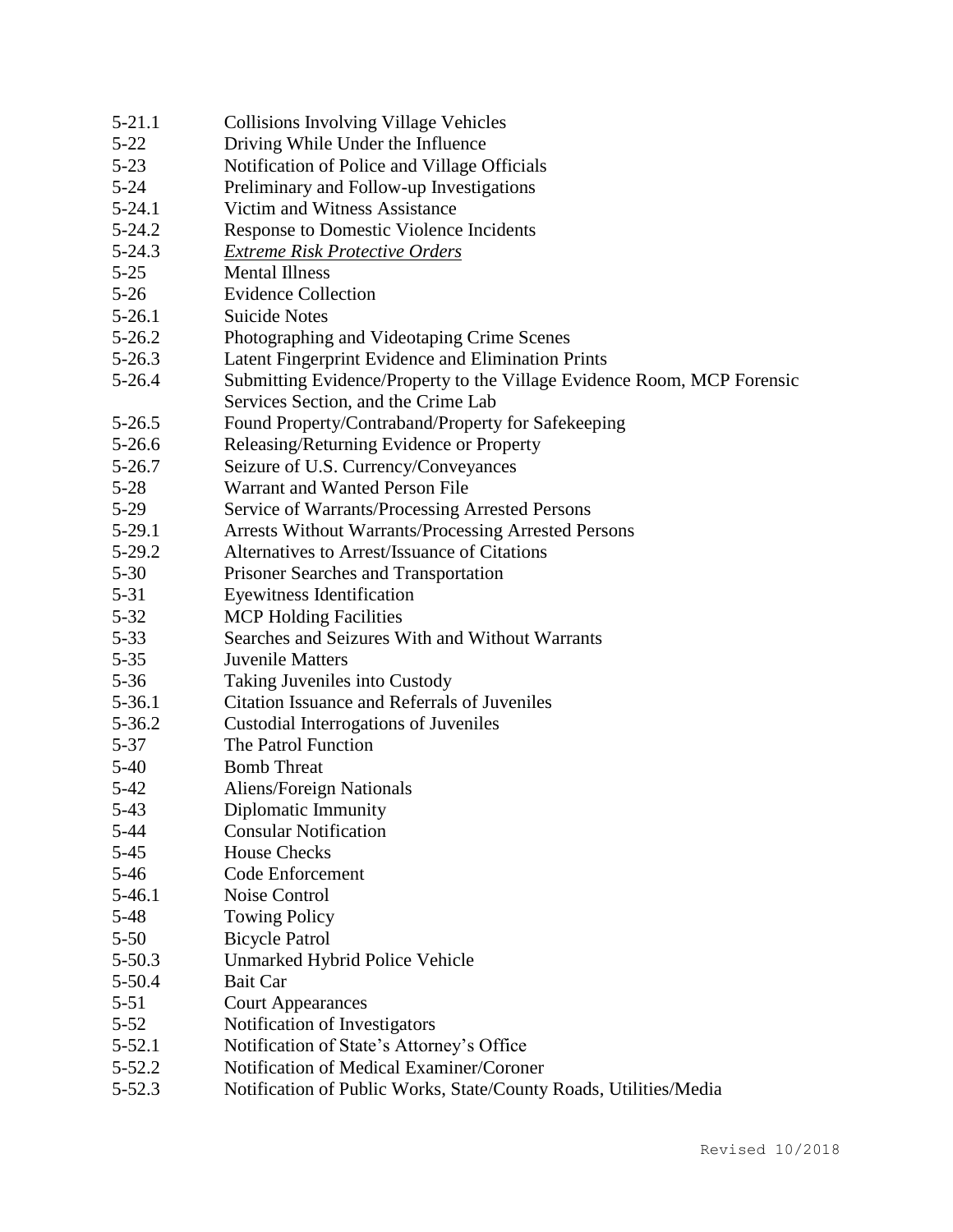| | |
|---|---|
| 5-21.1 | Collisions Involving Village Vehicles |
| 5-22 | Driving While Under the Influence |
| 5-23 | Notification of Police and Village Officials |
| 5-24 | Preliminary and Follow-up Investigations |
| 5-24.1 | Victim and Witness Assistance |
| 5-24.2 | Response to Domestic Violence Incidents |
| 5-24.3 | <u>*Extreme Risk Protective Orders*</u> |
| 5-25 | Mental Illness |
| 5-26 | Evidence Collection |
| 5-26.1 | Suicide Notes |
| 5-26.2 | Photographing and Videotaping Crime Scenes |
| 5-26.3 | Latent Fingerprint Evidence and Elimination Prints |
| 5-26.4 | Submitting Evidence/Property to the Village Evidence Room, MCP Forensic Services Section, and the Crime Lab |
| 5-26.5 | Found Property/Contraband/Property for Safekeeping |
| 5-26.6 | Releasing/Returning Evidence or Property |
| 5-26.7 | Seizure of U.S. Currency/Conveyances |
| 5-28 | Warrant and Wanted Person File |
| 5-29 | Service of Warrants/Processing Arrested Persons |
| 5-29.1 | Arrests Without Warrants/Processing Arrested Persons |
| 5-29.2 | Alternatives to Arrest/Issuance of Citations |
| 5-30 | Prisoner Searches and Transportation |
| 5-31 | Eyewitness Identification |
| 5-32 | MCP Holding Facilities |
| 5-33 | Searches and Seizures With and Without Warrants |
| 5-35 | Juvenile Matters |
| 5-36 | Taking Juveniles into Custody |
| 5-36.1 | Citation Issuance and Referrals of Juveniles |
| 5-36.2 | Custodial Interrogations of Juveniles |
| 5-37 | The Patrol Function |
| 5-40 | Bomb Threat |
| 5-42 | Aliens/Foreign Nationals |
| 5-43 | Diplomatic Immunity |
| 5-44 | Consular Notification |
| 5-45 | House Checks |
| 5-46 | Code Enforcement |
| 5-46.1 | Noise Control |
| 5-48 | Towing Policy |
| 5-50 | Bicycle Patrol |
| 5-50.3 | Unmarked Hybrid Police Vehicle |
| 5-50.4 | Bait Car |
| 5-51 | Court Appearances |
| 5-52 | Notification of Investigators |
| 5-52.1 | Notification of State's Attorney's Office |
| 5-52.2 | Notification of Medical Examiner/Coroner |
| 5-52.3 | Notification of Public Works, State/County Roads, Utilities/Media |

Revised 10/2018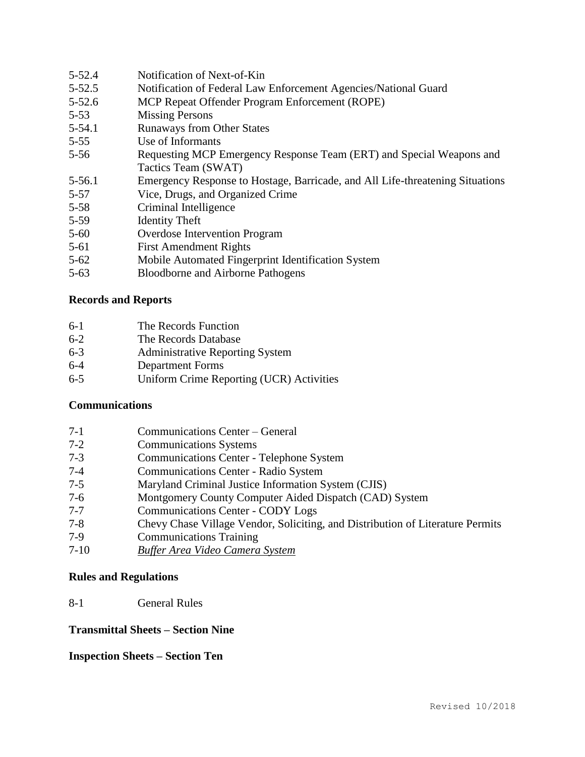5-52.4 Notification of Next-of-Kin
5-52.5 Notification of Federal Law Enforcement Agencies/National Guard
5-52.6 MCP Repeat Offender Program Enforcement (ROPE)
5-53 Missing Persons
5-54.1 Runaways from Other States
5-55 Use of Informants
5-56 Requesting MCP Emergency Response Team (ERT) and Special Weapons and Tactics Team (SWAT)
5-56.1 Emergency Response to Hostage, Barricade, and All Life-threatening Situations
5-57 Vice, Drugs, and Organized Crime
5-58 Criminal Intelligence
5-59 Identity Theft
5-60 Overdose Intervention Program
5-61 First Amendment Rights
5-62 Mobile Automated Fingerprint Identification System
5-63 Bloodborne and Airborne Pathogens

**Records and Reports**

6-1 The Records Function
6-2 The Records Database
6-3 Administrative Reporting System
6-4 Department Forms
6-5 Uniform Crime Reporting (UCR) Activities

**Communications**

7-1 Communications Center – General
7-2 Communications Systems
7-3 Communications Center - Telephone System
7-4 Communications Center - Radio System
7-5 Maryland Criminal Justice Information System (CJIS)
7-6 Montgomery County Computer Aided Dispatch (CAD) System
7-7 Communications Center - CODY Logs
7-8 Chevy Chase Village Vendor, Soliciting, and Distribution of Literature Permits
7-9 Communications Training
7-10 *<u>Buffer Area Video Camera System</u>*

**Rules and Regulations**

8-1 General Rules

**Transmittal Sheets – Section Nine**

**Inspection Sheets – Section Ten**

Revised 10/2018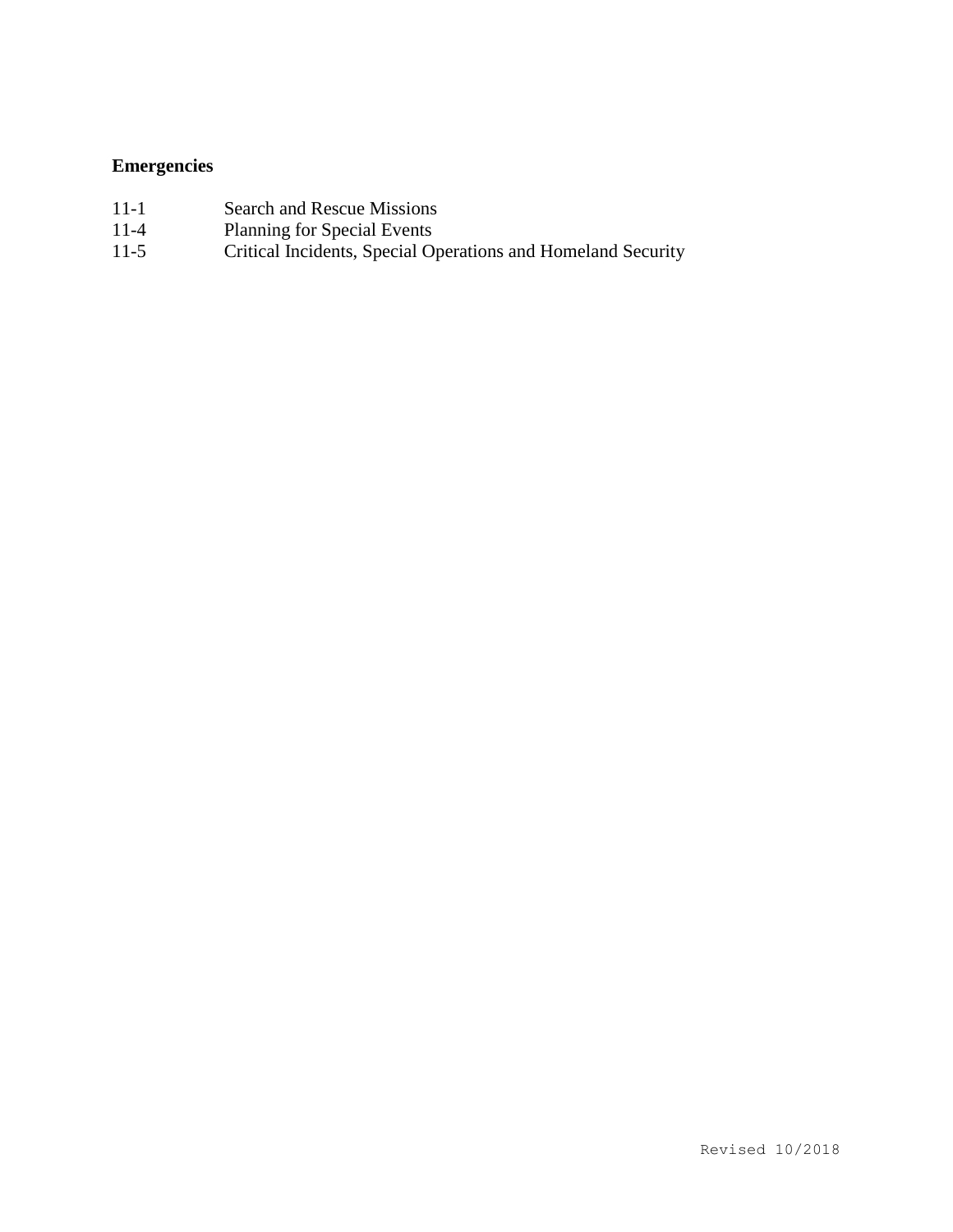**Emergencies**

| | |
|---|---|
| 11-1 | Search and Rescue Missions |
| 11-4 | Planning for Special Events |
| 11-5 | Critical Incidents, Special Operations and Homeland Security |

Revised 10/2018